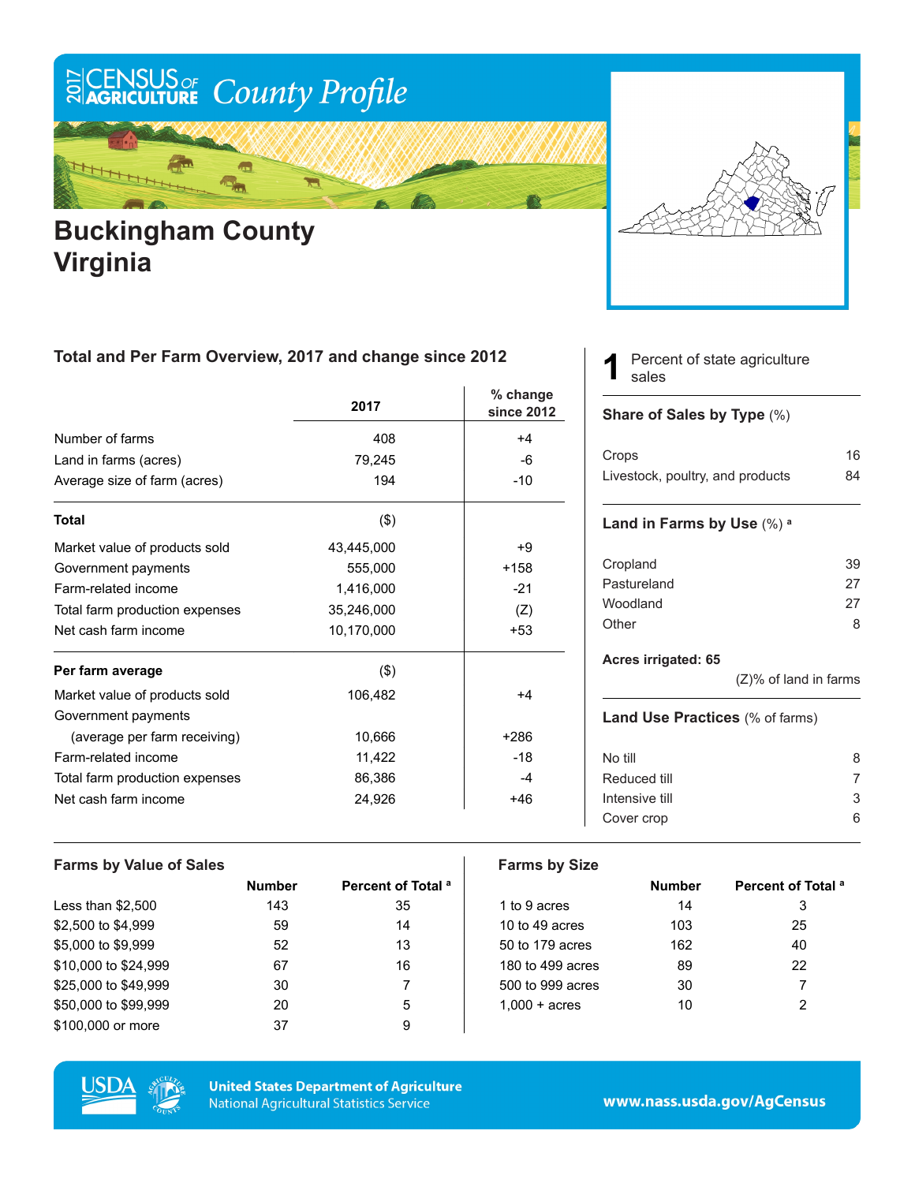# 2017 Census of Agriculture County Profile

# Buckingham County Virginia

## Total and Per Farm Overview, 2017 and change since 2012

| | 2017 | % change since 2012 |
|---|---|---|
| Number of farms | 408 | +4 |
| Land in farms (acres) | 79,245 | -6 |
| Average size of farm (acres) | 194 | -10 |
| **Total** | ($) | |
| Market value of products sold | 43,445,000 | +9 |
| Government payments | 555,000 | +158 |
| Farm-related income | 1,416,000 | -21 |
| Total farm production expenses | 35,246,000 | (Z) |
| Net cash farm income | 10,170,000 | +53 |
| **Per farm average** | ($) | |
| Market value of products sold | 106,482 | +4 |
| Government payments (average per farm receiving) | 10,666 | +286 |
| Farm-related income | 11,422 | -18 |
| Total farm production expenses | 86,386 | -4 |
| Net cash farm income | 24,926 | +46 |

**1** Percent of state agriculture sales

### Share of Sales by Type (%)

| | |
|---|---|
| Crops | 16 |
| Livestock, poultry, and products | 84 |

### Land in Farms by Use (%) [a]

| | |
|---|---|
| Cropland | 39 |
| Pastureland | 27 |
| Woodland | 27 |
| Other | 8 |

**Acres irrigated: 65**

(Z)% of land in farms

### Land Use Practices (% of farms)

| | |
|---|---|
| No till | 8 |
| Reduced till | 7 |
| Intensive till | 3 |
| Cover crop | 6 |

### Farms by Value of Sales

| | Number | Percent of Total [a] |
|---|---|---|
| Less than $2,500 | 143 | 35 |
| $2,500 to $4,999 | 59 | 14 |
| $5,000 to $9,999 | 52 | 13 |
| $10,000 to $24,999 | 67 | 16 |
| $25,000 to $49,999 | 30 | 7 |
| $50,000 to $99,999 | 20 | 5 |
| $100,000 or more | 37 | 9 |

### Farms by Size

| | Number | Percent of Total [a] |
|---|---|---|
| 1 to 9 acres | 14 | 3 |
| 10 to 49 acres | 103 | 25 |
| 50 to 179 acres | 162 | 40 |
| 180 to 499 acres | 89 | 22 |
| 500 to 999 acres | 30 | 7 |
| 1,000 + acres | 10 | 2 |

United States Department of Agriculture
National Agricultural Statistics Service

www.nass.usda.gov/AgCensus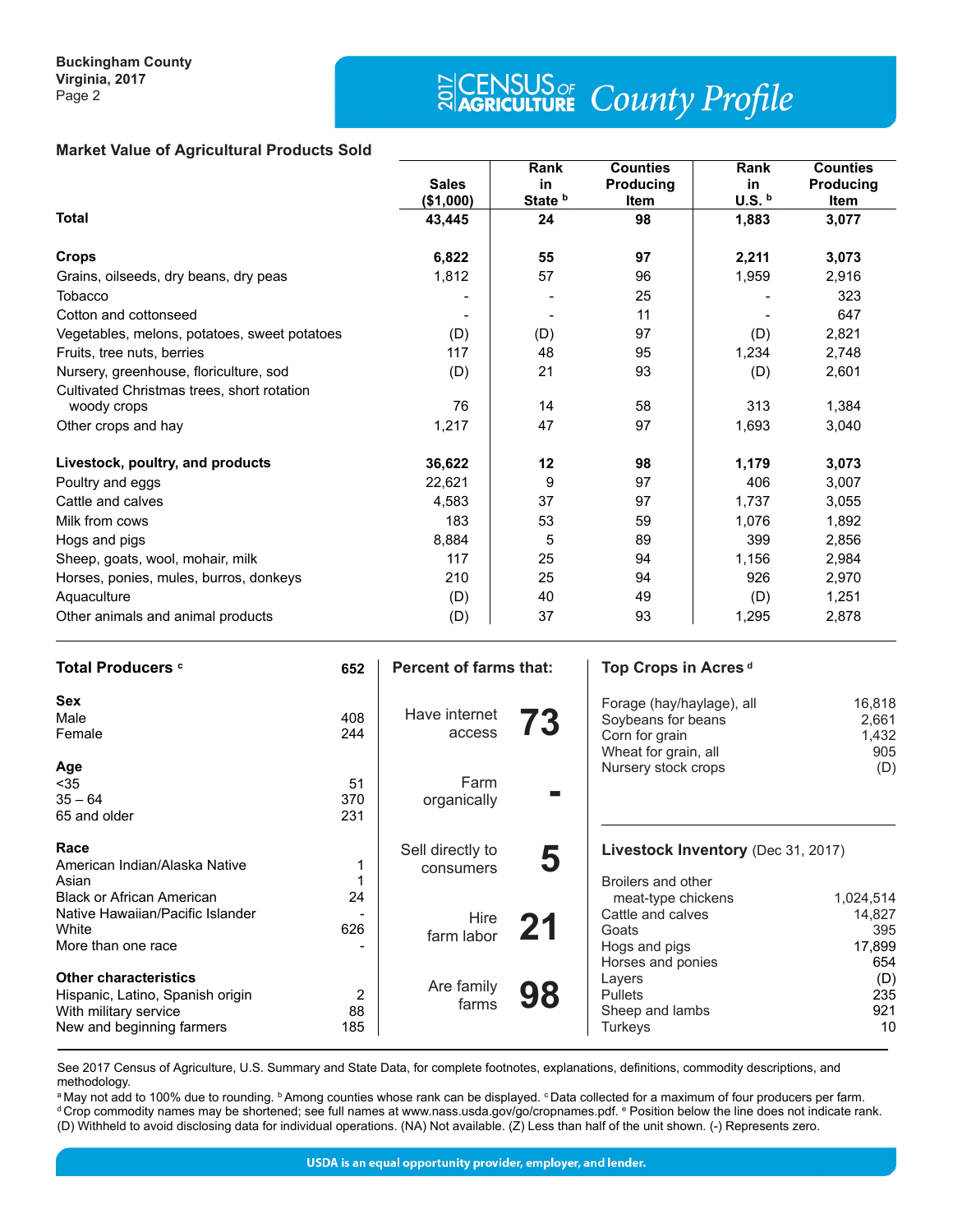Buckingham County
Virginia, 2017

# 2017 Census of Agriculture County Profile

## Market Value of Agricultural Products Sold

| | Sales ($1,000) | Rank in State [b] | Counties Producing Item | Rank in U.S. [b] | Counties Producing Item |
|---|---|---|---|---|---|
| **Total** | **43,445** | **24** | **98** | **1,883** | **3,077** |
| **Crops** | **6,822** | **55** | **97** | **2,211** | **3,073** |
| Grains, oilseeds, dry beans, dry peas | 1,812 | 57 | 96 | 1,959 | 2,916 |
| Tobacco | - | - | 25 | - | 323 |
| Cotton and cottonseed | - | - | 11 | - | 647 |
| Vegetables, melons, potatoes, sweet potatoes | (D) | (D) | 97 | (D) | 2,821 |
| Fruits, tree nuts, berries | 117 | 48 | 95 | 1,234 | 2,748 |
| Nursery, greenhouse, floriculture, sod | (D) | 21 | 93 | (D) | 2,601 |
| Cultivated Christmas trees, short rotation woody crops | 76 | 14 | 58 | 313 | 1,384 |
| Other crops and hay | 1,217 | 47 | 97 | 1,693 | 3,040 |
| **Livestock, poultry, and products** | **36,622** | **12** | **98** | **1,179** | **3,073** |
| Poultry and eggs | 22,621 | 9 | 97 | 406 | 3,007 |
| Cattle and calves | 4,583 | 37 | 97 | 1,737 | 3,055 |
| Milk from cows | 183 | 53 | 59 | 1,076 | 1,892 |
| Hogs and pigs | 8,884 | 5 | 89 | 399 | 2,856 |
| Sheep, goats, wool, mohair, milk | 117 | 25 | 94 | 1,156 | 2,984 |
| Horses, ponies, mules, burros, donkeys | 210 | 25 | 94 | 926 | 2,970 |
| Aquaculture | (D) | 40 | 49 | (D) | 1,251 |
| Other animals and animal products | (D) | 37 | 93 | 1,295 | 2,878 |

## Total Producers [c] 652

| | |
|---|---|
| **Sex** | |
| Male | 408 |
| Female | 244 |
| **Age** | |
| <35 | 51 |
| 35 – 64 | 370 |
| 65 and older | 231 |
| **Race** | |
| American Indian/Alaska Native | 1 |
| Asian | 1 |
| Black or African American | 24 |
| Native Hawaiian/Pacific Islander | - |
| White | 626 |
| More than one race | - |
| **Other characteristics** | |
| Hispanic, Latino, Spanish origin | 2 |
| With military service | 88 |
| New and beginning farmers | 185 |

## Percent of farms that:

| | |
|---|---|
| Have internet access | 73 |
| Farm organically | - |
| Sell directly to consumers | 5 |
| Hire farm labor | 21 |
| Are family farms | 98 |

## Top Crops in Acres [d]

| | |
|---|---|
| Forage (hay/haylage), all | 16,818 |
| Soybeans for beans | 2,661 |
| Corn for grain | 1,432 |
| Wheat for grain, all | 905 |
| Nursery stock crops | (D) |

## Livestock Inventory (Dec 31, 2017)

| | |
|---|---|
| Broilers and other meat-type chickens | 1,024,514 |
| Cattle and calves | 14,827 |
| Goats | 395 |
| Hogs and pigs | 17,899 |
| Horses and ponies | 654 |
| Layers | (D) |
| Pullets | 235 |
| Sheep and lambs | 921 |
| Turkeys | 10 |

See 2017 Census of Agriculture, U.S. Summary and State Data, for complete footnotes, explanations, definitions, commodity descriptions, and methodology.

[a] May not add to 100% due to rounding. [b] Among counties whose rank can be displayed. [c] Data collected for a maximum of four producers per farm. [d] Crop commodity names may be shortened; see full names at www.nass.usda.gov/go/cropnames.pdf. [e] Position below the line does not indicate rank. (D) Withheld to avoid disclosing data for individual operations. (NA) Not available. (Z) Less than half of the unit shown. (-) Represents zero.

USDA is an equal opportunity provider, employer, and lender.